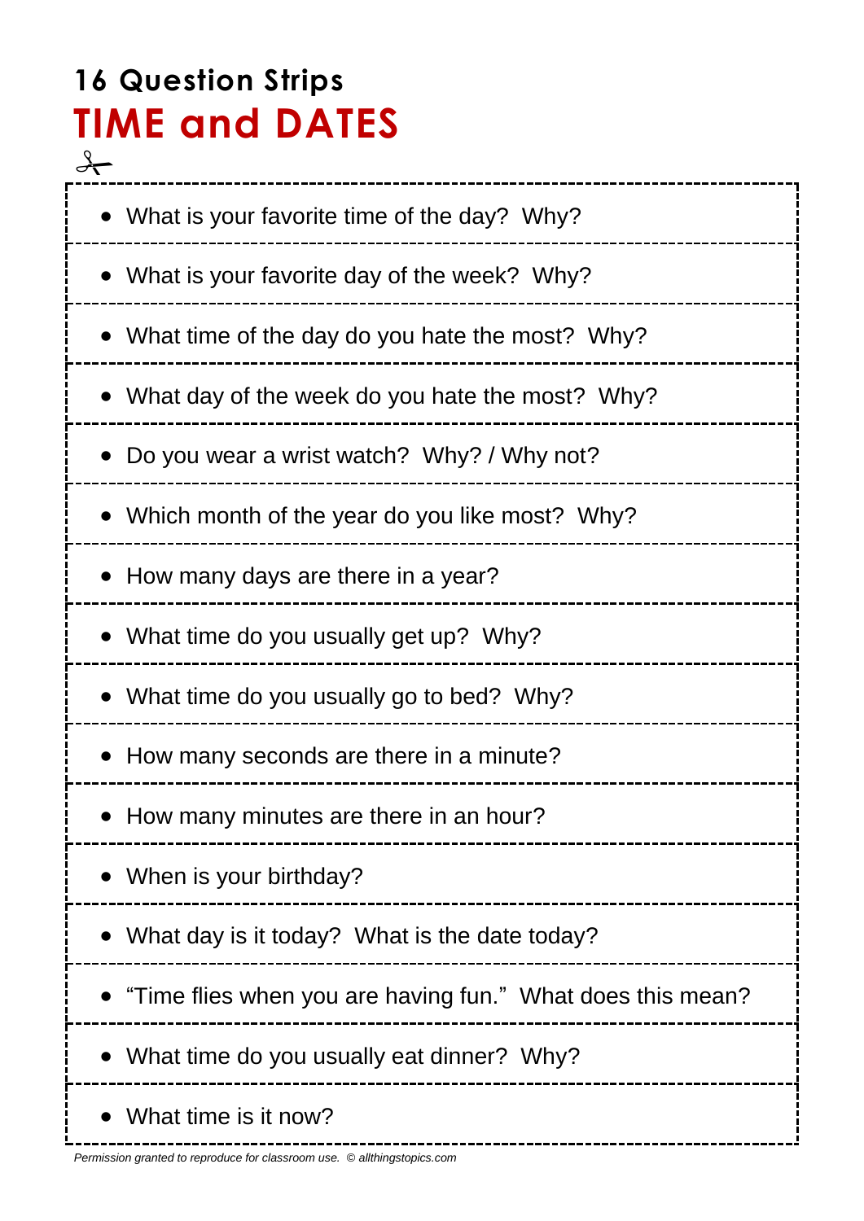# 16 Question Strips
## TIME and DATES

- What is your favorite time of the day?  Why?
- What is your favorite day of the week?  Why?
- What time of the day do you hate the most?  Why?
- What day of the week do you hate the most?  Why?
- Do you wear a wrist watch?  Why? / Why not?
- Which month of the year do you like most?  Why?
- How many days are there in a year?
- What time do you usually get up?  Why?
- What time do you usually go to bed?  Why?
- How many seconds are there in a minute?
- How many minutes are there in an hour?
- When is your birthday?
- What day is it today?  What is the date today?
- “Time flies when you are having fun.”  What does this mean?
- What time do you usually eat dinner?  Why?
- What time is it now?

*Permission granted to reproduce for classroom use.  © allthingstopics.com*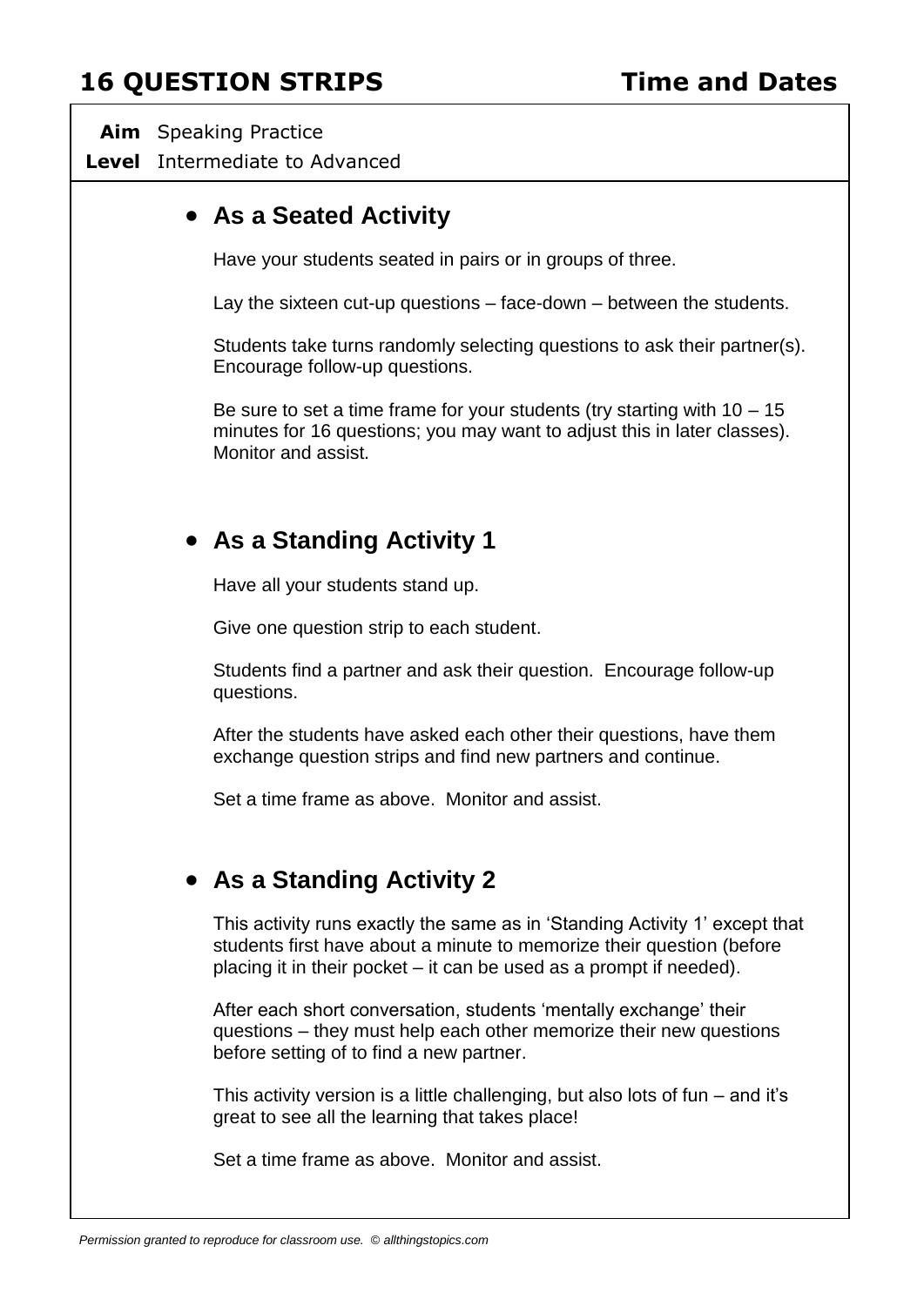## 16 QUESTION STRIPS — Time and Dates

**Aim** Speaking Practice

**Level** Intermediate to Advanced

### • As a Seated Activity

Have your students seated in pairs or in groups of three.

Lay the sixteen cut-up questions – face-down – between the students.

Students take turns randomly selecting questions to ask their partner(s). Encourage follow-up questions.

Be sure to set a time frame for your students (try starting with 10 – 15 minutes for 16 questions; you may want to adjust this in later classes). Monitor and assist.

### • As a Standing Activity 1

Have all your students stand up.

Give one question strip to each student.

Students find a partner and ask their question. Encourage follow-up questions.

After the students have asked each other their questions, have them exchange question strips and find new partners and continue.

Set a time frame as above. Monitor and assist.

### • As a Standing Activity 2

This activity runs exactly the same as in 'Standing Activity 1' except that students first have about a minute to memorize their question (before placing it in their pocket – it can be used as a prompt if needed).

After each short conversation, students 'mentally exchange' their questions – they must help each other memorize their new questions before setting of to find a new partner.

This activity version is a little challenging, but also lots of fun – and it's great to see all the learning that takes place!

Set a time frame as above. Monitor and assist.

*Permission granted to reproduce for classroom use. © allthingstopics.com*